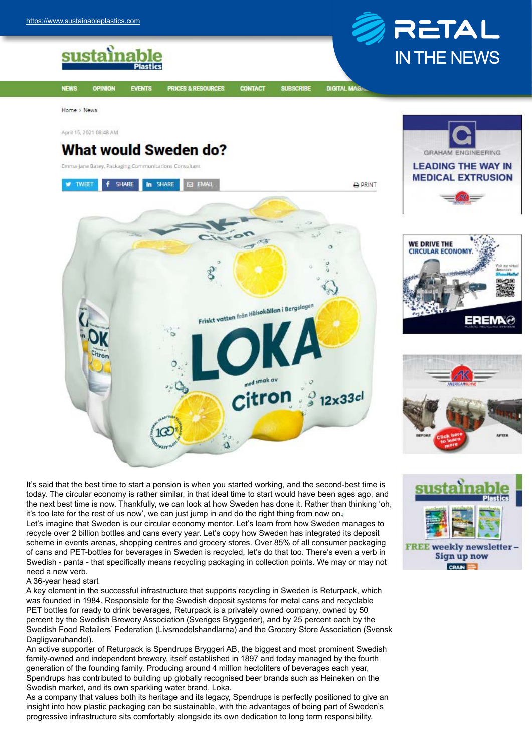https://www.sustainableplastics.com

RETAL IN THE NEWS

Home > News

April 15, 2021 08:48 AM

# What would Sweden do?

Emma-Jane Batey, Packaging Communications Consultant

It's said that the best time to start a pension is when you started working, and the second-best time is today. The circular economy is rather similar, in that ideal time to start would have been ages ago, and the next best time is now. Thankfully, we can look at how Sweden has done it. Rather than thinking 'oh, it's too late for the rest of us now', we can just jump in and do the right thing from now on.

Let's imagine that Sweden is our circular economy mentor. Let's learn from how Sweden manages to recycle over 2 billion bottles and cans every year. Let's copy how Sweden has integrated its deposit scheme in events arenas, shopping centres and grocery stores. Over 85% of all consumer packaging of cans and PET-bottles for beverages in Sweden is recycled, let's do that too. There's even a verb in Swedish - panta - that specifically means recycling packaging in collection points. We may or may not need a new verb.

## A 36-year head start

A key element in the successful infrastructure that supports recycling in Sweden is Returpack, which was founded in 1984. Responsible for the Swedish deposit systems for metal cans and recyclable PET bottles for ready to drink beverages, Returpack is a privately owned company, owned by 50 percent by the Swedish Brewery Association (Sveriges Bryggerier), and by 25 percent each by the Swedish Food Retailers' Federation (Livsmedelshandlarna) and the Grocery Store Association (Svensk Dagligvaruhandel).

An active supporter of Returpack is Spendrups Bryggeri AB, the biggest and most prominent Swedish family-owned and independent brewery, itself established in 1897 and today managed by the fourth generation of the founding family. Producing around 4 million hectoliters of beverages each year, Spendrups has contributed to building up globally recognised beer brands such as Heineken on the Swedish market, and its own sparkling water brand, Loka.

As a company that values both its heritage and its legacy, Spendrups is perfectly positioned to give an insight into how plastic packaging can be sustainable, with the advantages of being part of Sweden's progressive infrastructure sits comfortably alongside its own dedication to long term responsibility.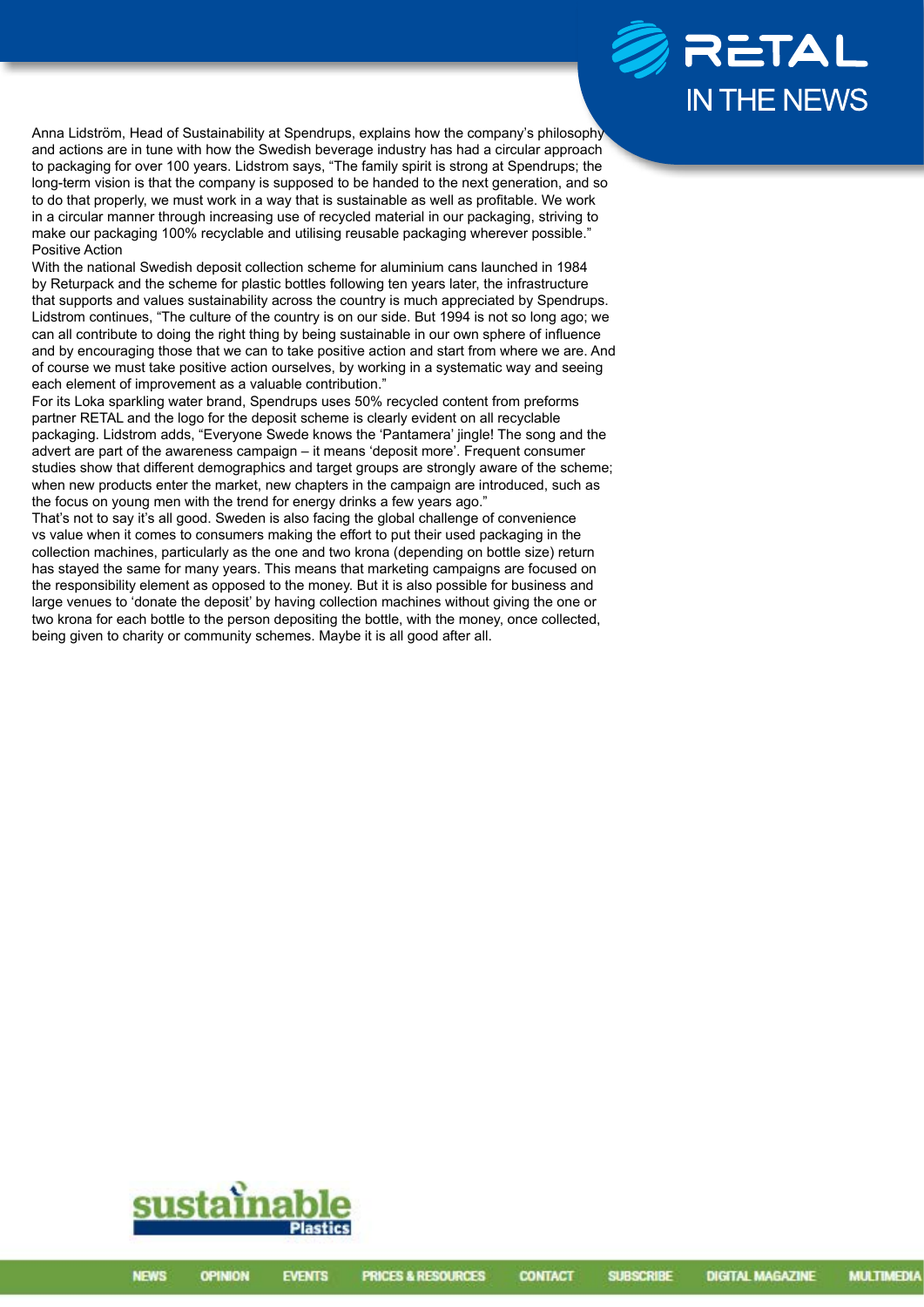Anna Lidström, Head of Sustainability at Spendrups, explains how the company's philosophy and actions are in tune with how the Swedish beverage industry has had a circular approach to packaging for over 100 years. Lidstrom says, "The family spirit is strong at Spendrups; the long-term vision is that the company is supposed to be handed to the next generation, and so to do that properly, we must work in a way that is sustainable as well as profitable. We work in a circular manner through increasing use of recycled material in our packaging, striving to make our packaging 100% recyclable and utilising reusable packaging wherever possible."

Positive Action

With the national Swedish deposit collection scheme for aluminium cans launched in 1984 by Returpack and the scheme for plastic bottles following ten years later, the infrastructure that supports and values sustainability across the country is much appreciated by Spendrups. Lidstrom continues, "The culture of the country is on our side. But 1994 is not so long ago; we can all contribute to doing the right thing by being sustainable in our own sphere of influence and by encouraging those that we can to take positive action and start from where we are. And of course we must take positive action ourselves, by working in a systematic way and seeing each element of improvement as a valuable contribution."

For its Loka sparkling water brand, Spendrups uses 50% recycled content from preforms partner RETAL and the logo for the deposit scheme is clearly evident on all recyclable packaging. Lidstrom adds, "Everyone Swede knows the 'Pantamera' jingle! The song and the advert are part of the awareness campaign – it means 'deposit more'. Frequent consumer studies show that different demographics and target groups are strongly aware of the scheme; when new products enter the market, new chapters in the campaign are introduced, such as the focus on young men with the trend for energy drinks a few years ago."

That's not to say it's all good. Sweden is also facing the global challenge of convenience vs value when it comes to consumers making the effort to put their used packaging in the collection machines, particularly as the one and two krona (depending on bottle size) return has stayed the same for many years. This means that marketing campaigns are focused on the responsibility element as opposed to the money. But it is also possible for business and large venues to 'donate the deposit' by having collection machines without giving the one or two krona for each bottle to the person depositing the bottle, with the money, once collected, being given to charity or community schemes. Maybe it is all good after all.